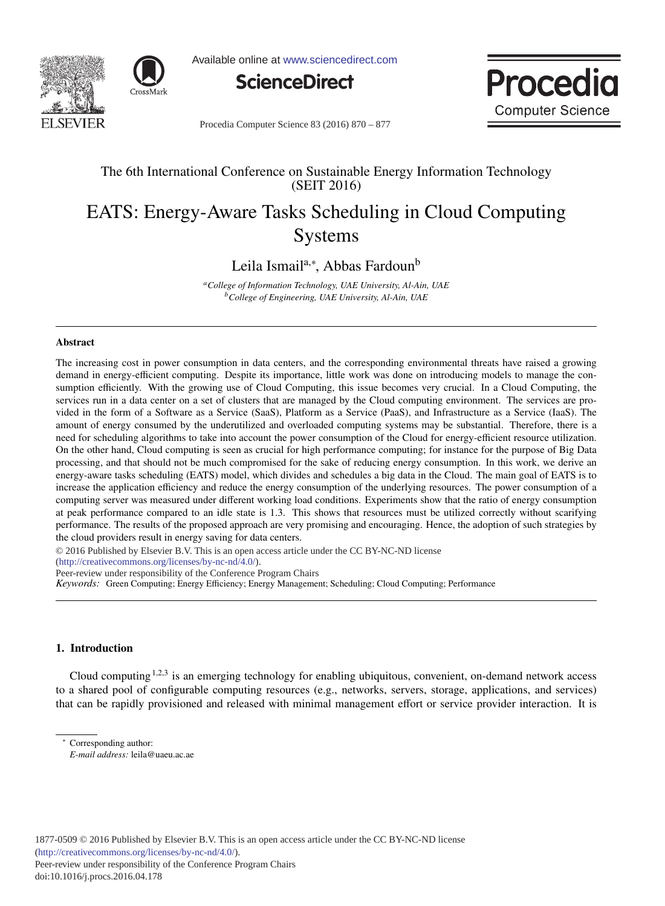The 6th International Conference on Sustainable Energy Information Technology (SEIT 2016)

# EATS: Energy-Aware Tasks Scheduling in Cloud Computing Systems

Leila Ismail[a,*], Abbas Fardoun[b]

[a]*College of Information Technology, UAE University, Al-Ain, UAE*
[b]*College of Engineering, UAE University, Al-Ain, UAE*

## Abstract

The increasing cost in power consumption in data centers, and the corresponding environmental threats have raised a growing demand in energy-efficient computing. Despite its importance, little work was done on introducing models to manage the consumption efficiently. With the growing use of Cloud Computing, this issue becomes very crucial. In a Cloud Computing, the services run in a data center on a set of clusters that are managed by the Cloud computing environment. The services are provided in the form of a Software as a Service (SaaS), Platform as a Service (PaaS), and Infrastructure as a Service (IaaS). The amount of energy consumed by the underutilized and overloaded computing systems may be substantial. Therefore, there is a need for scheduling algorithms to take into account the power consumption of the Cloud for energy-efficient resource utilization. On the other hand, Cloud computing is seen as crucial for high performance computing; for instance for the purpose of Big Data processing, and that should not be much compromised for the sake of reducing energy consumption. In this work, we derive an energy-aware tasks scheduling (EATS) model, which divides and schedules a big data in the Cloud. The main goal of EATS is to increase the application efficiency and reduce the energy consumption of the underlying resources. The power consumption of a computing server was measured under different working load conditions. Experiments show that the ratio of energy consumption at peak performance compared to an idle state is 1.3. This shows that resources must be utilized correctly without scarifying performance. The results of the proposed approach are very promising and encouraging. Hence, the adoption of such strategies by the cloud providers result in energy saving for data centers.

© 2016 Published by Elsevier B.V. This is an open access article under the CC BY-NC-ND license (http://creativecommons.org/licenses/by-nc-nd/4.0/).

Peer-review under responsibility of the Conference Program Chairs

*Keywords:* Green Computing; Energy Efficiency; Energy Management; Scheduling; Cloud Computing; Performance

## 1. Introduction

Cloud computing[1,2,3] is an emerging technology for enabling ubiquitous, convenient, on-demand network access to a shared pool of configurable computing resources (e.g., networks, servers, storage, applications, and services) that can be rapidly provisioned and released with minimal management effort or service provider interaction. It is

* Corresponding author:
*E-mail address:* leila@uaeu.ac.ae

1877-0509 © 2016 Published by Elsevier B.V. This is an open access article under the CC BY-NC-ND license (http://creativecommons.org/licenses/by-nc-nd/4.0/).
Peer-review under responsibility of the Conference Program Chairs
doi:10.1016/j.procs.2016.04.178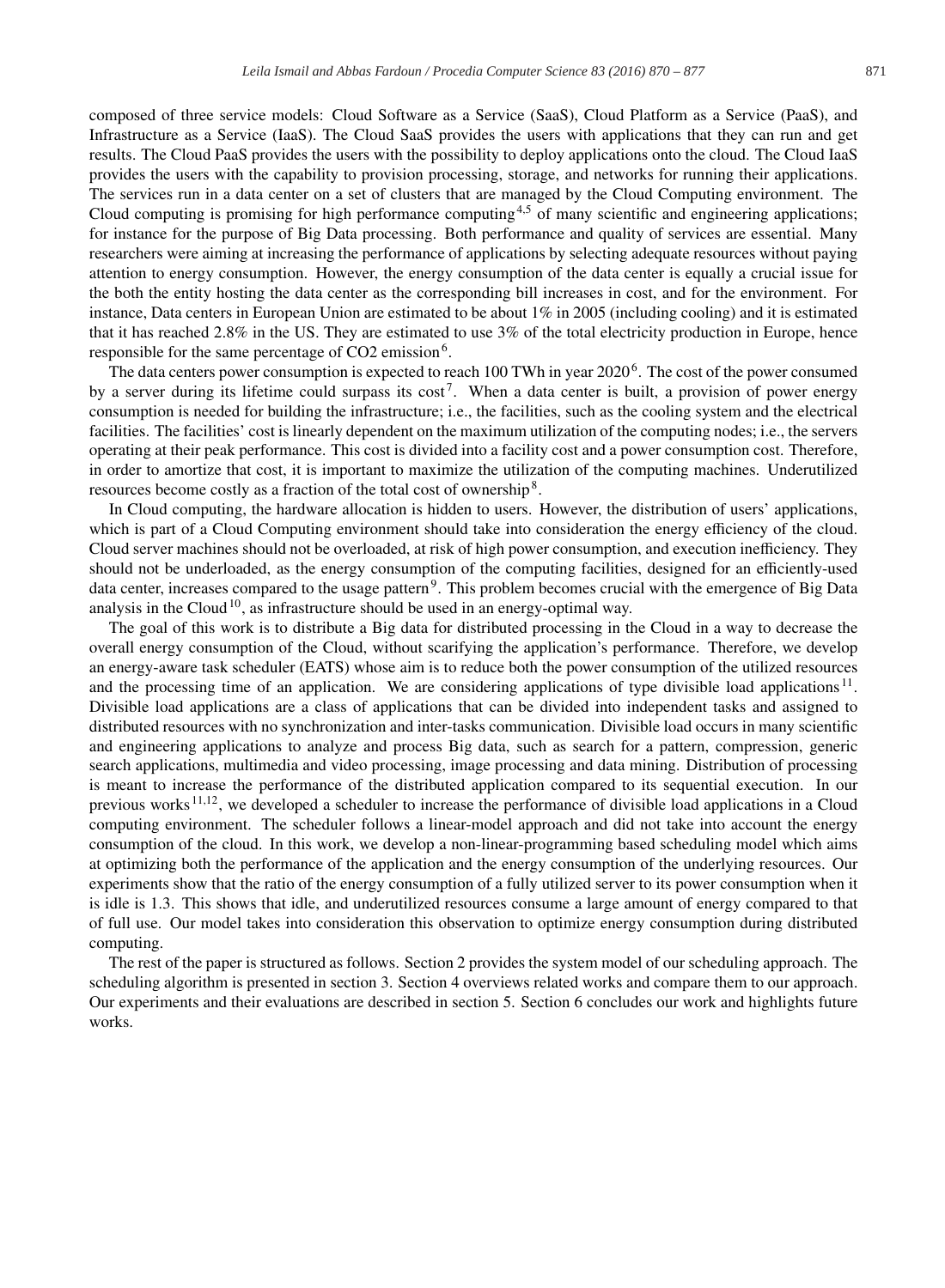composed of three service models: Cloud Software as a Service (SaaS), Cloud Platform as a Service (PaaS), and Infrastructure as a Service (IaaS). The Cloud SaaS provides the users with applications that they can run and get results. The Cloud PaaS provides the users with the possibility to deploy applications onto the cloud. The Cloud IaaS provides the users with the capability to provision processing, storage, and networks for running their applications. The services run in a data center on a set of clusters that are managed by the Cloud Computing environment. The Cloud computing is promising for high performance computing[4,5] of many scientific and engineering applications; for instance for the purpose of Big Data processing. Both performance and quality of services are essential. Many researchers were aiming at increasing the performance of applications by selecting adequate resources without paying attention to energy consumption. However, the energy consumption of the data center is equally a crucial issue for the both the entity hosting the data center as the corresponding bill increases in cost, and for the environment. For instance, Data centers in European Union are estimated to be about 1% in 2005 (including cooling) and it is estimated that it has reached 2.8% in the US. They are estimated to use 3% of the total electricity production in Europe, hence responsible for the same percentage of $CO_2$ emission[6].

The data centers power consumption is expected to reach 100 TWh in year 2020[6]. The cost of the power consumed by a server during its lifetime could surpass its cost[7]. When a data center is built, a provision of power energy consumption is needed for building the infrastructure; i.e., the facilities, such as the cooling system and the electrical facilities. The facilities' cost is linearly dependent on the maximum utilization of the computing nodes; i.e., the servers operating at their peak performance. This cost is divided into a facility cost and a power consumption cost. Therefore, in order to amortize that cost, it is important to maximize the utilization of the computing machines. Underutilized resources become costly as a fraction of the total cost of ownership[8].

In Cloud computing, the hardware allocation is hidden to users. However, the distribution of users' applications, which is part of a Cloud Computing environment should take into consideration the energy efficiency of the cloud. Cloud server machines should not be overloaded, at risk of high power consumption, and execution inefficiency. They should not be underloaded, as the energy consumption of the computing facilities, designed for an efficiently-used data center, increases compared to the usage pattern[9]. This problem becomes crucial with the emergence of Big Data analysis in the Cloud[10], as infrastructure should be used in an energy-optimal way.

The goal of this work is to distribute a Big data for distributed processing in the Cloud in a way to decrease the overall energy consumption of the Cloud, without scarifying the application's performance. Therefore, we develop an energy-aware task scheduler (EATS) whose aim is to reduce both the power consumption of the utilized resources and the processing time of an application. We are considering applications of type divisible load applications[11]. Divisible load applications are a class of applications that can be divided into independent tasks and assigned to distributed resources with no synchronization and inter-tasks communication. Divisible load occurs in many scientific and engineering applications to analyze and process Big data, such as search for a pattern, compression, generic search applications, multimedia and video processing, image processing and data mining. Distribution of processing is meant to increase the performance of the distributed application compared to its sequential execution. In our previous works[11,12], we developed a scheduler to increase the performance of divisible load applications in a Cloud computing environment. The scheduler follows a linear-model approach and did not take into account the energy consumption of the cloud. In this work, we develop a non-linear-programming based scheduling model which aims at optimizing both the performance of the application and the energy consumption of the underlying resources. Our experiments show that the ratio of the energy consumption of a fully utilized server to its power consumption when it is idle is 1.3. This shows that idle, and underutilized resources consume a large amount of energy compared to that of full use. Our model takes into consideration this observation to optimize energy consumption during distributed computing.

The rest of the paper is structured as follows. Section 2 provides the system model of our scheduling approach. The scheduling algorithm is presented in section 3. Section 4 overviews related works and compare them to our approach. Our experiments and their evaluations are described in section 5. Section 6 concludes our work and highlights future works.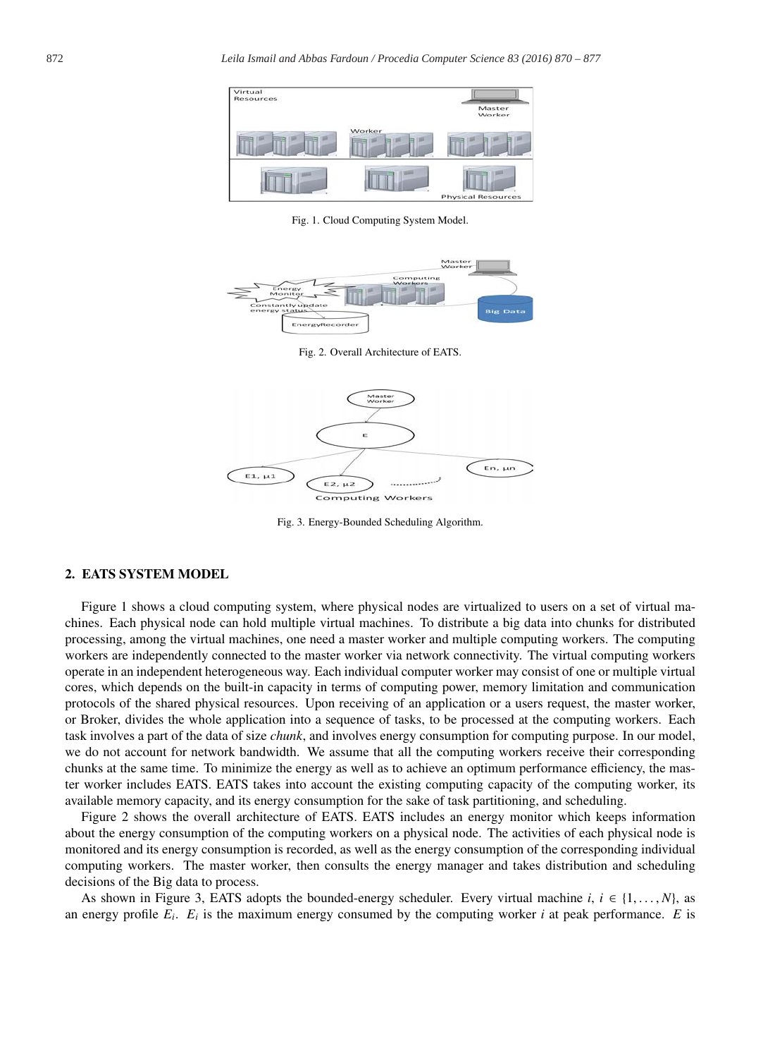Virtual Resources

Master Worker

Worker

Physical Resources

Fig. 1. Cloud Computing System Model.

Master Worker

Computing Workers

Energy Monitor

Constantly update energy status

EnergyRecorder

Big Data

Fig. 2. Overall Architecture of EATS.

Master Worker

E

E1, μ1

E2, μ2

En, μn

Computing Workers

Fig. 3. Energy-Bounded Scheduling Algorithm.

## 2. EATS SYSTEM MODEL

Figure 1 shows a cloud computing system, where physical nodes are virtualized to users on a set of virtual machines. Each physical node can hold multiple virtual machines. To distribute a big data into chunks for distributed processing, among the virtual machines, one need a master worker and multiple computing workers. The computing workers are independently connected to the master worker via network connectivity. The virtual computing workers operate in an independent heterogeneous way. Each individual computer worker may consist of one or multiple virtual cores, which depends on the built-in capacity in terms of computing power, memory limitation and communication protocols of the shared physical resources. Upon receiving of an application or a users request, the master worker, or Broker, divides the whole application into a sequence of tasks, to be processed at the computing workers. Each task involves a part of the data of size *chunk*, and involves energy consumption for computing purpose. In our model, we do not account for network bandwidth. We assume that all the computing workers receive their corresponding chunks at the same time. To minimize the energy as well as to achieve an optimum performance efficiency, the master worker includes EATS. EATS takes into account the existing computing capacity of the computing worker, its available memory capacity, and its energy consumption for the sake of task partitioning, and scheduling.

Figure 2 shows the overall architecture of EATS. EATS includes an energy monitor which keeps information about the energy consumption of the computing workers on a physical node. The activities of each physical node is monitored and its energy consumption is recorded, as well as the energy consumption of the corresponding individual computing workers. The master worker, then consults the energy manager and takes distribution and scheduling decisions of the Big data to process.

As shown in Figure 3, EATS adopts the bounded-energy scheduler. Every virtual machine $i$, $i \in \{1, \ldots, N\}$, as an energy profile $E_i$. $E_i$ is the maximum energy consumed by the computing worker $i$ at peak performance. $E$ is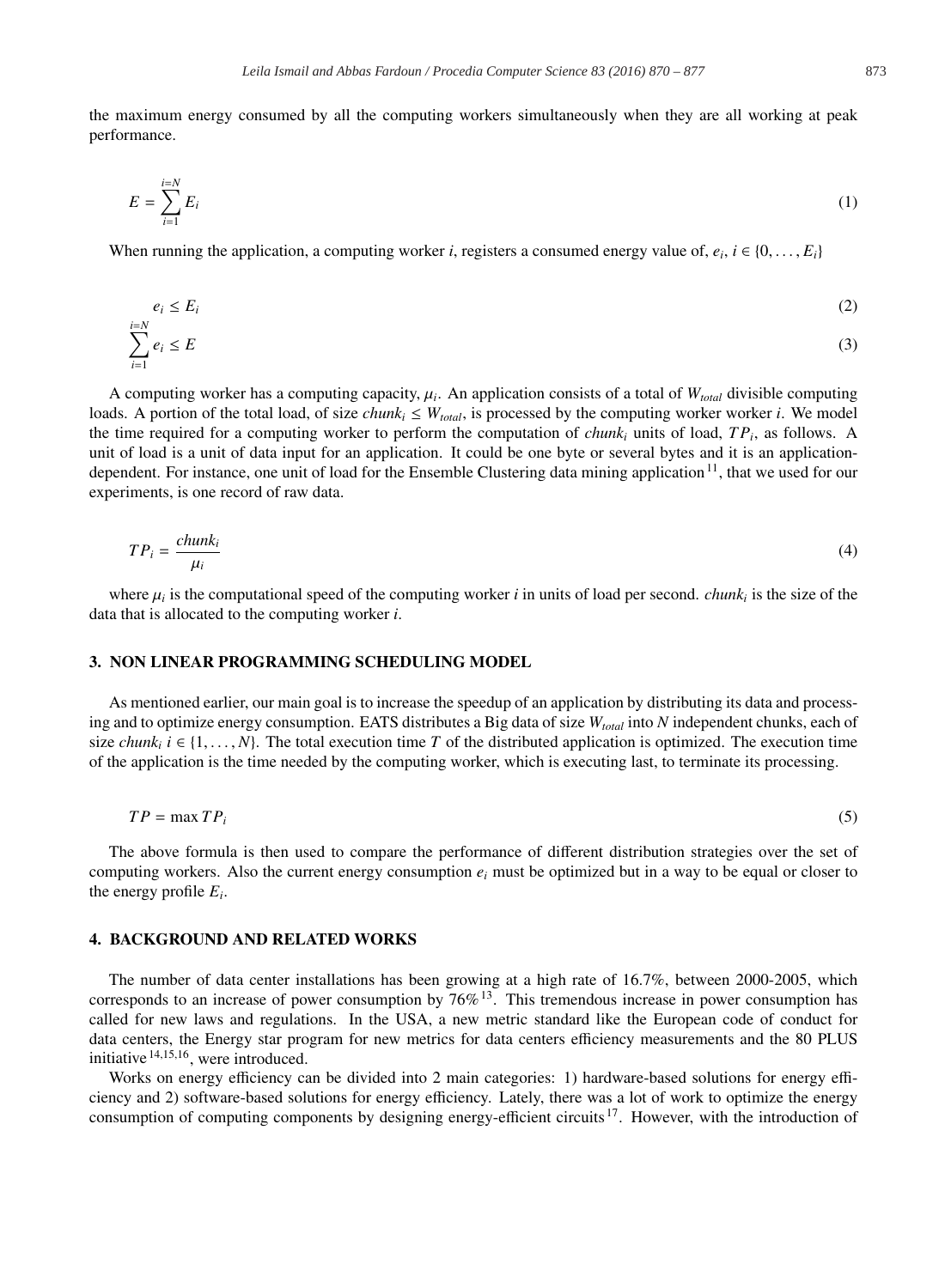the maximum energy consumed by all the computing workers simultaneously when they are all working at peak performance.

$$E = \sum_{i=1}^{i=N} E_i \tag{1}$$

When running the application, a computing worker *i*, registers a consumed energy value of, $e_i$, $i \in \{0, \ldots, E_i\}$

$$e_i \leq E_i \tag{2}$$

$$\sum_{i=1}^{i=N} e_i \leq E \tag{3}$$

A computing worker has a computing capacity, $\mu_i$. An application consists of a total of $W_{total}$ divisible computing loads. A portion of the total load, of size $chunk_i \leq W_{total}$, is processed by the computing worker worker *i*. We model the time required for a computing worker to perform the computation of $chunk_i$ units of load, $TP_i$, as follows. A unit of load is a unit of data input for an application. It could be one byte or several bytes and it is an application-dependent. For instance, one unit of load for the Ensemble Clustering data mining application[11], that we used for our experiments, is one record of raw data.

$$TP_i = \frac{chunk_i}{\mu_i} \tag{4}$$

where $\mu_i$ is the computational speed of the computing worker *i* in units of load per second. $chunk_i$ is the size of the data that is allocated to the computing worker *i*.

## 3. NON LINEAR PROGRAMMING SCHEDULING MODEL

As mentioned earlier, our main goal is to increase the speedup of an application by distributing its data and processing and to optimize energy consumption. EATS distributes a Big data of size $W_{total}$ into *N* independent chunks, each of size $chunk_i$ $i \in \{1, \ldots, N\}$. The total execution time *T* of the distributed application is optimized. The execution time of the application is the time needed by the computing worker, which is executing last, to terminate its processing.

$$TP = \max TP_i \tag{5}$$

The above formula is then used to compare the performance of different distribution strategies over the set of computing workers. Also the current energy consumption $e_i$ must be optimized but in a way to be equal or closer to the energy profile $E_i$.

## 4. BACKGROUND AND RELATED WORKS

The number of data center installations has been growing at a high rate of 16.7%, between 2000-2005, which corresponds to an increase of power consumption by 76%[13]. This tremendous increase in power consumption has called for new laws and regulations. In the USA, a new metric standard like the European code of conduct for data centers, the Energy star program for new metrics for data centers efficiency measurements and the 80 PLUS initiative[14,15,16], were introduced.

Works on energy efficiency can be divided into 2 main categories: 1) hardware-based solutions for energy efficiency and 2) software-based solutions for energy efficiency. Lately, there was a lot of work to optimize the energy consumption of computing components by designing energy-efficient circuits[17]. However, with the introduction of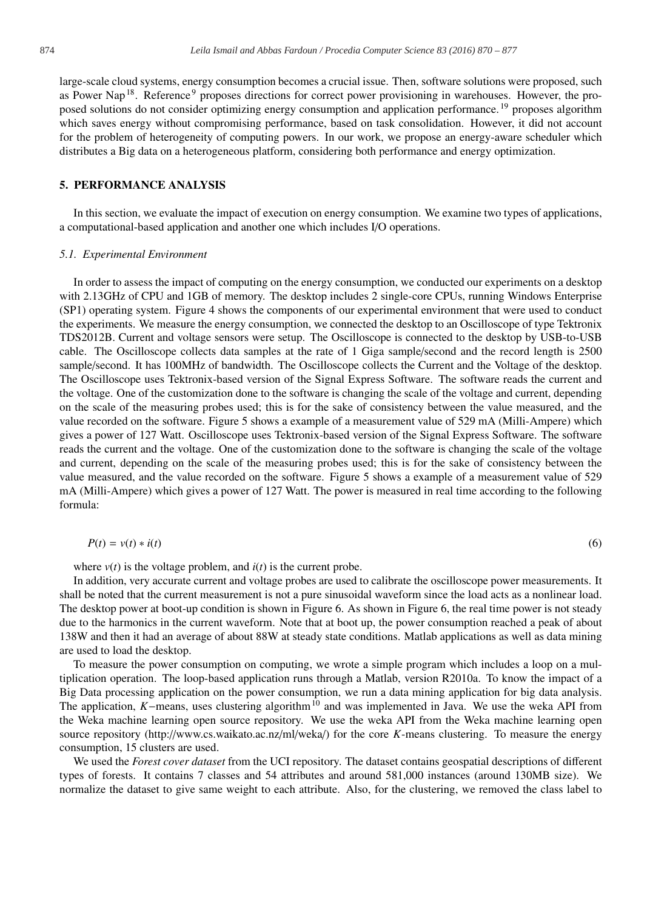large-scale cloud systems, energy consumption becomes a crucial issue. Then, software solutions were proposed, such as Power Nap[18]. Reference[9] proposes directions for correct power provisioning in warehouses. However, the proposed solutions do not consider optimizing energy consumption and application performance.[19] proposes algorithm which saves energy without compromising performance, based on task consolidation. However, it did not account for the problem of heterogeneity of computing powers. In our work, we propose an energy-aware scheduler which distributes a Big data on a heterogeneous platform, considering both performance and energy optimization.

## 5. PERFORMANCE ANALYSIS

In this section, we evaluate the impact of execution on energy consumption. We examine two types of applications, a computational-based application and another one which includes I/O operations.

### *5.1. Experimental Environment*

In order to assess the impact of computing on the energy consumption, we conducted our experiments on a desktop with 2.13GHz of CPU and 1GB of memory. The desktop includes 2 single-core CPUs, running Windows Enterprise (SP1) operating system. Figure 4 shows the components of our experimental environment that were used to conduct the experiments. We measure the energy consumption, we connected the desktop to an Oscilloscope of type Tektronix TDS2012B. Current and voltage sensors were setup. The Oscilloscope is connected to the desktop by USB-to-USB cable. The Oscilloscope collects data samples at the rate of 1 Giga sample/second and the record length is 2500 sample/second. It has 100MHz of bandwidth. The Oscilloscope collects the Current and the Voltage of the desktop. The Oscilloscope uses Tektronix-based version of the Signal Express Software. The software reads the current and the voltage. One of the customization done to the software is changing the scale of the voltage and current, depending on the scale of the measuring probes used; this is for the sake of consistency between the value measured, and the value recorded on the software. Figure 5 shows a example of a measurement value of 529 mA (Milli-Ampere) which gives a power of 127 Watt. Oscilloscope uses Tektronix-based version of the Signal Express Software. The software reads the current and the voltage. One of the customization done to the software is changing the scale of the voltage and current, depending on the scale of the measuring probes used; this is for the sake of consistency between the value measured, and the value recorded on the software. Figure 5 shows a example of a measurement value of 529 mA (Milli-Ampere) which gives a power of 127 Watt. The power is measured in real time according to the following formula:

$$P(t) = v(t) * i(t) \tag{6}$$

where $v(t)$ is the voltage problem, and $i(t)$ is the current probe.

In addition, very accurate current and voltage probes are used to calibrate the oscilloscope power measurements. It shall be noted that the current measurement is not a pure sinusoidal waveform since the load acts as a nonlinear load. The desktop power at boot-up condition is shown in Figure 6. As shown in Figure 6, the real time power is not steady due to the harmonics in the current waveform. Note that at boot up, the power consumption reached a peak of about 138W and then it had an average of about 88W at steady state conditions. Matlab applications as well as data mining are used to load the desktop.

To measure the power consumption on computing, we wrote a simple program which includes a loop on a multiplication operation. The loop-based application runs through a Matlab, version R2010a. To know the impact of a Big Data processing application on the power consumption, we run a data mining application for big data analysis. The application, $K$−means, uses clustering algorithm[10] and was implemented in Java. We use the weka API from the Weka machine learning open source repository. We use the weka API from the Weka machine learning open source repository (http://www.cs.waikato.ac.nz/ml/weka/) for the core $K$-means clustering. To measure the energy consumption, 15 clusters are used.

We used the *Forest cover dataset* from the UCI repository. The dataset contains geospatial descriptions of different types of forests. It contains 7 classes and 54 attributes and around 581,000 instances (around 130MB size). We normalize the dataset to give same weight to each attribute. Also, for the clustering, we removed the class label to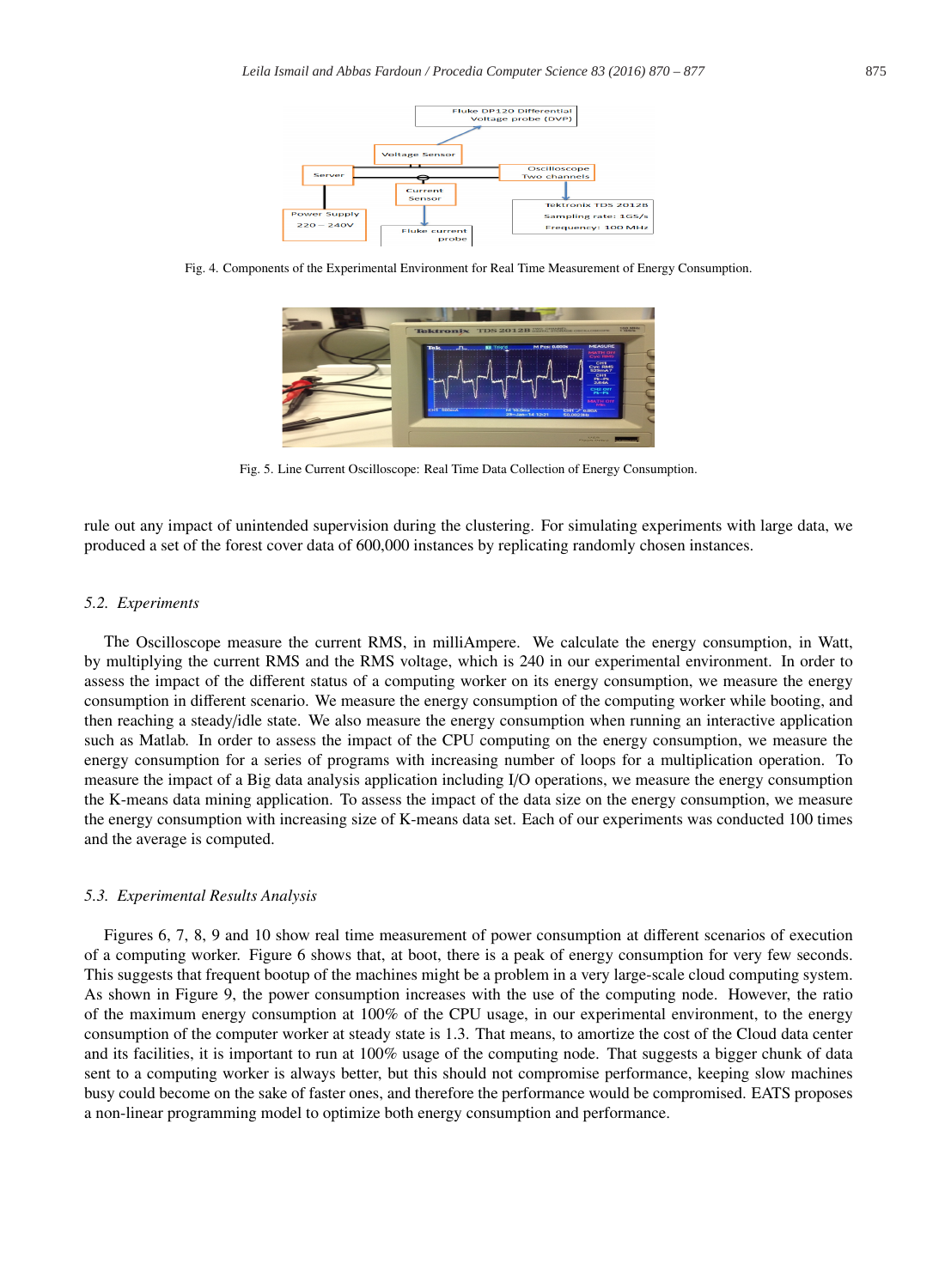Fig. 4. Components of the Experimental Environment for Real Time Measurement of Energy Consumption.

Fig. 5. Line Current Oscilloscope: Real Time Data Collection of Energy Consumption.

rule out any impact of unintended supervision during the clustering. For simulating experiments with large data, we produced a set of the forest cover data of 600,000 instances by replicating randomly chosen instances.

### 5.2. Experiments

The Oscilloscope measure the current RMS, in milliAmpere. We calculate the energy consumption, in Watt, by multiplying the current RMS and the RMS voltage, which is 240 in our experimental environment. In order to assess the impact of the different status of a computing worker on its energy consumption, we measure the energy consumption in different scenario. We measure the energy consumption of the computing worker while booting, and then reaching a steady/idle state. We also measure the energy consumption when running an interactive application such as Matlab. In order to assess the impact of the CPU computing on the energy consumption, we measure the energy consumption for a series of programs with increasing number of loops for a multiplication operation. To measure the impact of a Big data analysis application including I/O operations, we measure the energy consumption the K-means data mining application. To assess the impact of the data size on the energy consumption, we measure the energy consumption with increasing size of K-means data set. Each of our experiments was conducted 100 times and the average is computed.

### 5.3. Experimental Results Analysis

Figures 6, 7, 8, 9 and 10 show real time measurement of power consumption at different scenarios of execution of a computing worker. Figure 6 shows that, at boot, there is a peak of energy consumption for very few seconds. This suggests that frequent bootup of the machines might be a problem in a very large-scale cloud computing system. As shown in Figure 9, the power consumption increases with the use of the computing node. However, the ratio of the maximum energy consumption at 100% of the CPU usage, in our experimental environment, to the energy consumption of the computer worker at steady state is 1.3. That means, to amortize the cost of the Cloud data center and its facilities, it is important to run at 100% usage of the computing node. That suggests a bigger chunk of data sent to a computing worker is always better, but this should not compromise performance, keeping slow machines busy could become on the sake of faster ones, and therefore the performance would be compromised. EATS proposes a non-linear programming model to optimize both energy consumption and performance.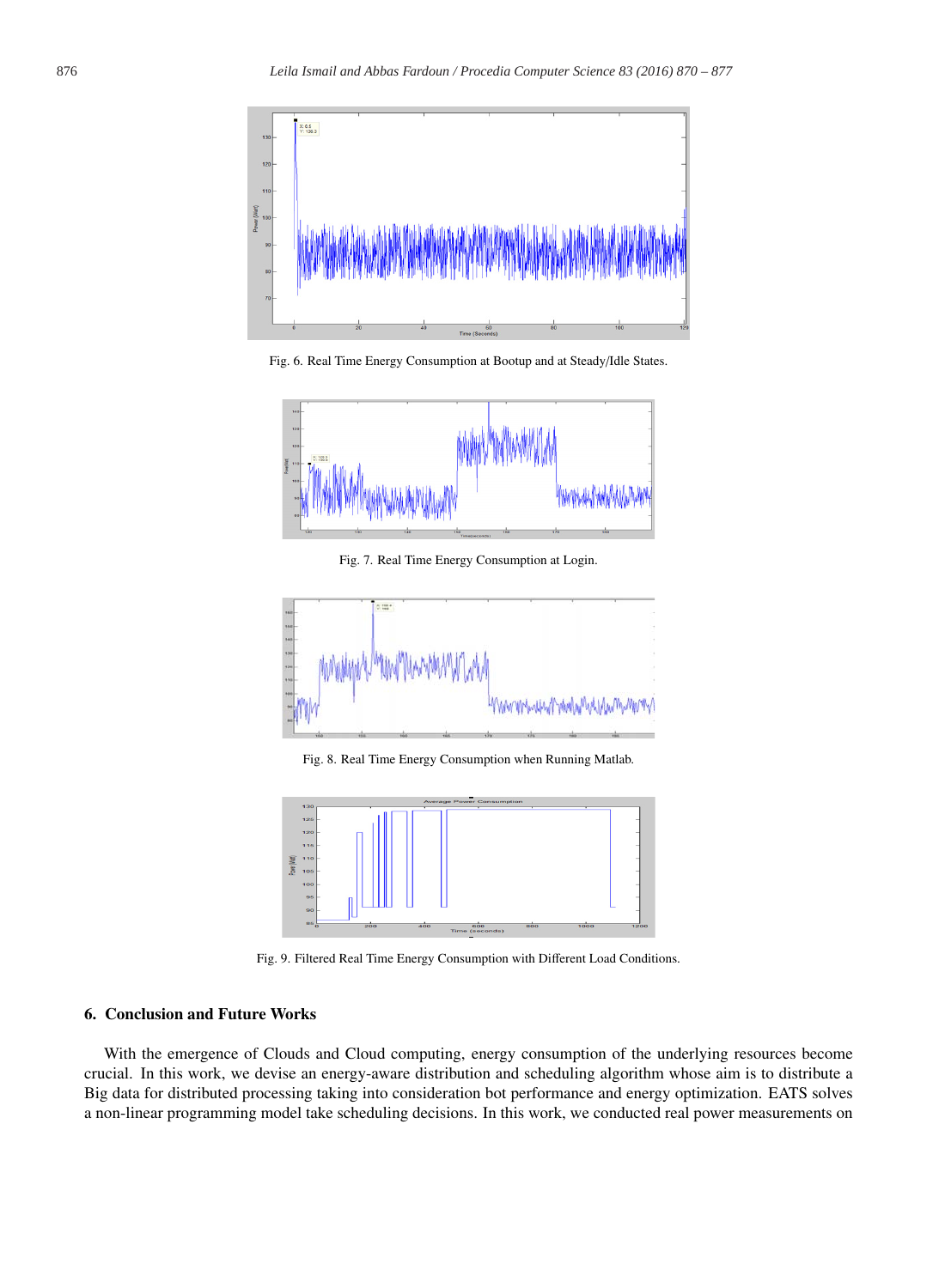Fig. 6. Real Time Energy Consumption at Bootup and at Steady/Idle States.

Fig. 7. Real Time Energy Consumption at Login.

Fig. 8. Real Time Energy Consumption when Running Matlab.

Fig. 9. Filtered Real Time Energy Consumption with Different Load Conditions.

## 6. Conclusion and Future Works

With the emergence of Clouds and Cloud computing, energy consumption of the underlying resources become crucial. In this work, we devise an energy-aware distribution and scheduling algorithm whose aim is to distribute a Big data for distributed processing taking into consideration bot performance and energy optimization. EATS solves a non-linear programming model take scheduling decisions. In this work, we conducted real power measurements on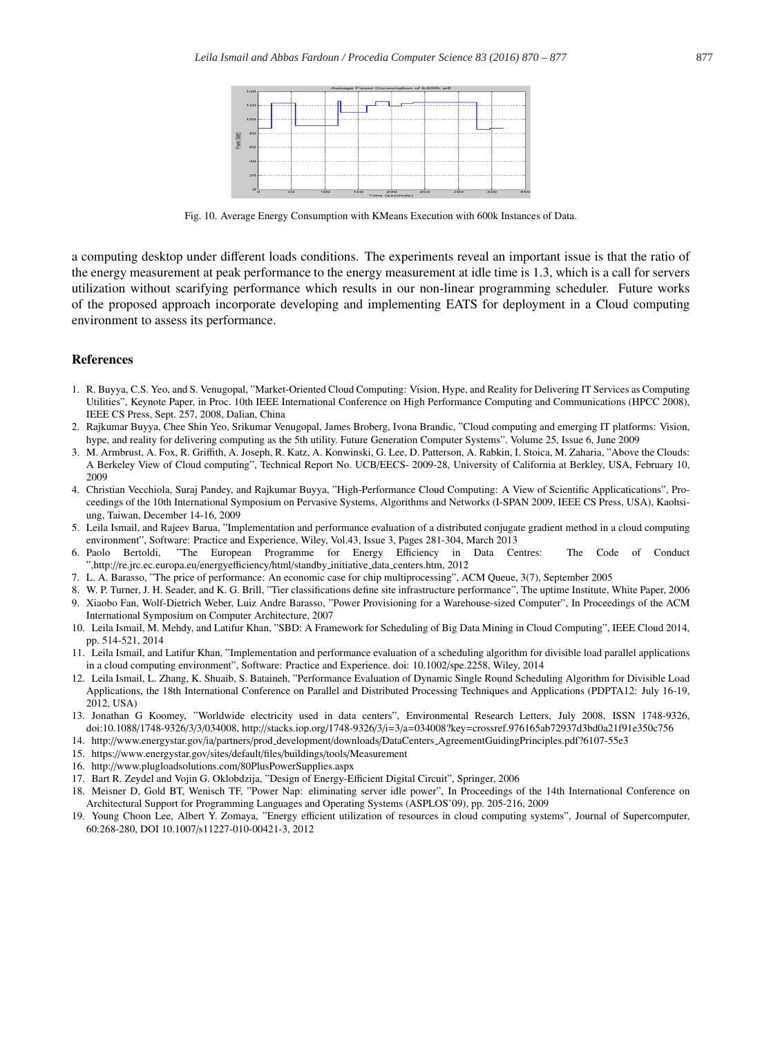Average Power Consumption of lo600k.arff

Power (Watt)

140
120
100
80
60
40
20
0

0 50 100 150 200 250 300 350 400

Time (seconds)

Fig. 10. Average Energy Consumption with KMeans Execution with 600k Instances of Data.

a computing desktop under different loads conditions. The experiments reveal an important issue is that the ratio of the energy measurement at peak performance to the energy measurement at idle time is 1.3, which is a call for servers utilization without scarifying performance which results in our non-linear programming scheduler. Future works of the proposed approach incorporate developing and implementing EATS for deployment in a Cloud computing environment to assess its performance.

## References

1. R. Buyya, C.S. Yeo, and S. Venugopal, "Market-Oriented Cloud Computing: Vision, Hype, and Reality for Delivering IT Services as Computing Utilities", Keynote Paper, in Proc. 10th IEEE International Conference on High Performance Computing and Communications (HPCC 2008), IEEE CS Press, Sept. 257, 2008, Dalian, China
2. Rajkumar Buyya, Chee Shin Yeo, Srikumar Venugopal, James Broberg, Ivona Brandic, "Cloud computing and emerging IT platforms: Vision, hype, and reality for delivering computing as the 5th utility. Future Generation Computer Systems". Volume 25, Issue 6, June 2009
3. M. Armbrust, A. Fox, R. Griffith, A. Joseph, R. Katz, A. Konwinski, G. Lee, D. Patterson, A. Rabkin, I. Stoica, M. Zaharia, "Above the Clouds: A Berkeley View of Cloud computing", Technical Report No. UCB/EECS- 2009-28, University of California at Berkley, USA, February 10, 2009
4. Christian Vecchiola, Suraj Pandey, and Rajkumar Buyya, "High-Performance Cloud Computing: A View of Scientific Applicatications", Proceedings of the 10th International Symposium on Pervasive Systems, Algorithms and Networks (I-SPAN 2009, IEEE CS Press, USA), Kaohsiung, Taiwan, December 14-16, 2009
5. Leila Ismail, and Rajeev Barua, "Implementation and performance evaluation of a distributed conjugate gradient method in a cloud computing environment", Software: Practice and Experience, Wiley, Vol.43, Issue 3, Pages 281-304, March 2013
6. Paolo Bertoldi, "The European Programme for Energy Efficiency in Data Centres: The Code of Conduct ",http://re.jrc.ec.europa.eu/energyefficiency/html/standby_initiative_data_centers.htm, 2012
7. L. A. Barasso, "The price of performance: An economic case for chip multiprocessing", ACM Queue, 3(7), September 2005
8. W. P. Turner, J. H. Seader, and K. G. Brill, "Tier classifications define site infrastructure performance", The uptime Institute, White Paper, 2006
9. Xiaobo Fan, Wolf-Dietrich Weber, Luiz Andre Barasso, "Power Provisioning for a Warehouse-sized Computer", In Proceedings of the ACM International Symposium on Computer Architecture, 2007
10. Leila Ismail, M. Mehdy, and Latifur Khan, "SBD: A Framework for Scheduling of Big Data Mining in Cloud Computing", IEEE Cloud 2014, pp. 514-521, 2014
11. Leila Ismail, and Latifur Khan, "Implementation and performance evaluation of a scheduling algorithm for divisible load parallel applications in a cloud computing environment", Software: Practice and Experience. doi: 10.1002/spe.2258, Wiley, 2014
12. Leila Ismail, L. Zhang, K. Shuaib, S. Bataineh, "Performance Evaluation of Dynamic Single Round Scheduling Algorithm for Divisible Load Applications, the 18th International Conference on Parallel and Distributed Processing Techniques and Applications (PDPTA12: July 16-19, 2012, USA)
13. Jonathan G Koomey, "Worldwide electricity used in data centers", Environmental Research Letters, July 2008, ISSN 1748-9326, doi:10.1088/1748-9326/3/3/034008, http://stacks.iop.org/1748-9326/3/i=3/a=034008?key=crossref.976165ab72937d3bd0a21f91e350c756
14. http://www.energystar.gov/ia/partners/prod_development/downloads/DataCenters_AgreementGuidingPrinciples.pdf?6107-55e3
15. https://www.energystar.gov/sites/default/files/buildings/tools/Measurement
16. http://www.plugloadsolutions.com/80PlusPowerSupplies.aspx
17. Bart R. Zeydel and Vojin G. Oklobdzija, "Design of Energy-Efficient Digital Circuit", Springer, 2006
18. Meisner D, Gold BT, Wenisch TF, "Power Nap: eliminating server idle power", In Proceedings of the 14th International Conference on Architectural Support for Programming Languages and Operating Systems (ASPLOS'09), pp. 205-216, 2009
19. Young Choon Lee, Albert Y. Zomaya, "Energy efficient utilization of resources in cloud computing systems", Journal of Supercomputer, 60:268-280, DOI 10.1007/s11227-010-00421-3, 2012